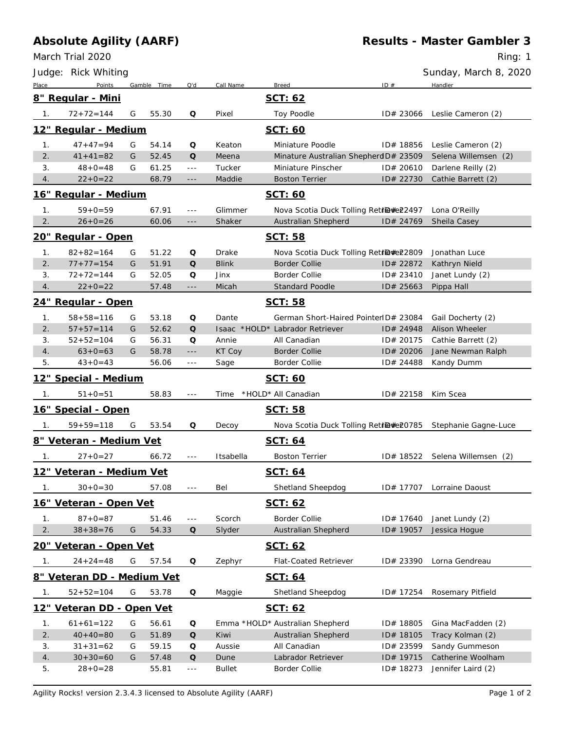# Absolute Agility (AARF)

## Results - Master Gambler 3

March Trial 2020

Ring: 1

Judge: Rick Whiting

Sunday, March 8, 2020

| Place | Points | Gamble | Time | Q'd | Call Name | Breed | ID # | Handler |
|---|---|---|---|---|---|---|---|---|
| **8" Regular - Mini** | | | | | | **SCT: 62** | | |
| 1. | 72+72=144 | G | 55.30 | Q | Pixel | Toy Poodle | ID# 23066 | Leslie Cameron (2) |
| **12" Regular - Medium** | | | | | | **SCT: 60** | | |
| 1. | 47+47=94 | G | 54.14 | Q | Keaton | Miniature Poodle | ID# 18856 | Leslie Cameron (2) |
| 2. | 41+41=82 | G | 52.45 | Q | Meena | Minature Australian Shepherd | ID# 23509 | Selena Willemsen (2) |
| 3. | 48+0=48 | G | 61.25 | --- | Tucker | Miniature Pinscher | ID# 20610 | Darlene Reilly (2) |
| 4. | 22+0=22 | | 68.79 | --- | Maddie | Boston Terrier | ID# 22730 | Cathie Barrett (2) |
| **16" Regular - Medium** | | | | | | **SCT: 60** | | |
| 1. | 59+0=59 | | 67.91 | --- | Glimmer | Nova Scotia Duck Tolling Retriever | ID# 22497 | Lona O'Reilly |
| 2. | 26+0=26 | | 60.06 | --- | Shaker | Australian Shepherd | ID# 24769 | Sheila Casey |
| **20" Regular - Open** | | | | | | **SCT: 58** | | |
| 1. | 82+82=164 | G | 51.22 | Q | Drake | Nova Scotia Duck Tolling Retriever | ID# 22809 | Jonathan Luce |
| 2. | 77+77=154 | G | 51.91 | Q | Blink | Border Collie | ID# 22872 | Kathryn Nield |
| 3. | 72+72=144 | G | 52.05 | Q | Jinx | Border Collie | ID# 23410 | Janet Lundy (2) |
| 4. | 22+0=22 | | 57.48 | --- | Micah | Standard Poodle | ID# 25663 | Pippa Hall |
| **24" Regular - Open** | | | | | | **SCT: 58** | | |
| 1. | 58+58=116 | G | 53.18 | Q | Dante | German Short-Haired Pointer | ID# 23084 | Gail Docherty (2) |
| 2. | 57+57=114 | G | 52.62 | Q | Isaac *HOLD* | Labrador Retriever | ID# 24948 | Alison Wheeler |
| 3. | 52+52=104 | G | 56.31 | Q | Annie | All Canadian | ID# 20175 | Cathie Barrett (2) |
| 4. | 63+0=63 | G | 58.78 | --- | KT Coy | Border Collie | ID# 20206 | Jane Newman Ralph |
| 5. | 43+0=43 | | 56.06 | --- | Sage | Border Collie | ID# 24488 | Kandy Dumm |
| **12" Special - Medium** | | | | | | **SCT: 60** | | |
| 1. | 51+0=51 | | 58.83 | --- | Time *HOLD* | All Canadian | ID# 22158 | Kim Scea |
| **16" Special - Open** | | | | | | **SCT: 58** | | |
| 1. | 59+59=118 | G | 53.54 | Q | Decoy | Nova Scotia Duck Tolling Retriever | ID# 20785 | Stephanie Gagne-Luce |
| **8" Veteran - Medium Vet** | | | | | | **SCT: 64** | | |
| 1. | 27+0=27 | | 66.72 | --- | Itsabella | Boston Terrier | ID# 18522 | Selena Willemsen (2) |
| **12" Veteran - Medium Vet** | | | | | | **SCT: 64** | | |
| 1. | 30+0=30 | | 57.08 | --- | Bel | Shetland Sheepdog | ID# 17707 | Lorraine Daoust |
| **16" Veteran - Open Vet** | | | | | | **SCT: 62** | | |
| 1. | 87+0=87 | | 51.46 | --- | Scorch | Border Collie | ID# 17640 | Janet Lundy (2) |
| 2. | 38+38=76 | G | 54.33 | Q | Slyder | Australian Shepherd | ID# 19057 | Jessica Hogue |
| **20" Veteran - Open Vet** | | | | | | **SCT: 62** | | |
| 1. | 24+24=48 | G | 57.54 | Q | Zephyr | Flat-Coated Retriever | ID# 23390 | Lorna Gendreau |
| **8" Veteran DD - Medium Vet** | | | | | | **SCT: 64** | | |
| 1. | 52+52=104 | G | 53.78 | Q | Maggie | Shetland Sheepdog | ID# 17254 | Rosemary Pitfield |
| **12" Veteran DD - Open Vet** | | | | | | **SCT: 62** | | |
| 1. | 61+61=122 | G | 56.61 | Q | Emma *HOLD* | Australian Shepherd | ID# 18805 | Gina MacFadden (2) |
| 2. | 40+40=80 | G | 51.89 | Q | Kiwi | Australian Shepherd | ID# 18105 | Tracy Kolman (2) |
| 3. | 31+31=62 | G | 59.15 | Q | Aussie | All Canadian | ID# 23599 | Sandy Gummeson |
| 4. | 30+30=60 | G | 57.48 | Q | Dune | Labrador Retriever | ID# 19715 | Catherine Woolham |
| 5. | 28+0=28 | | 55.81 | --- | Bullet | Border Collie | ID# 18273 | Jennifer Laird (2) |

Agility Rocks! version 2.3.4.3 licensed to Absolute Agility (AARF)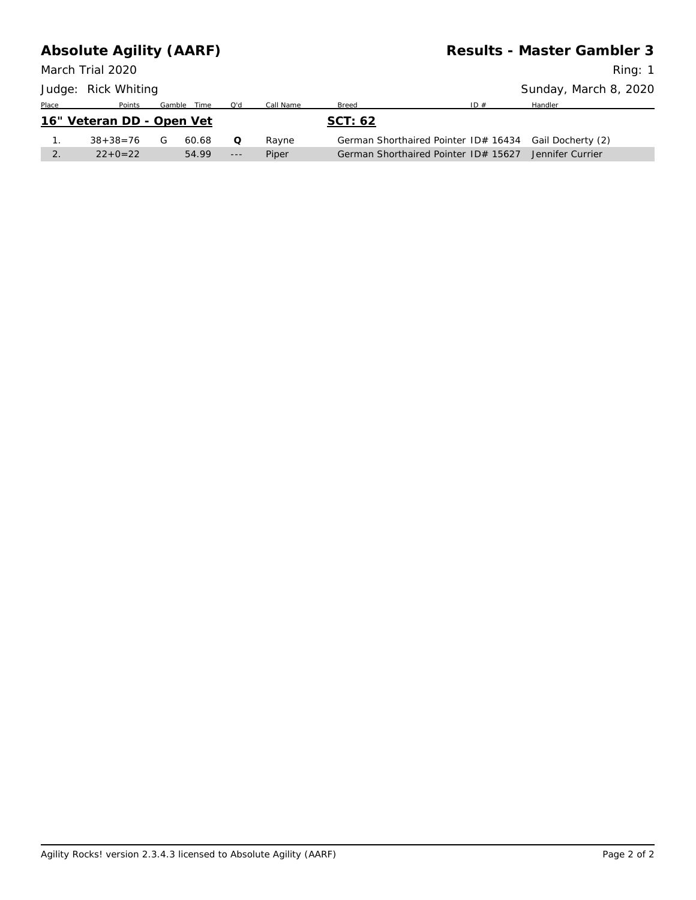# Absolute Agility (AARF)

## Results - Master Gambler 3

March Trial 2020

Ring: 1

Judge: Rick Whiting

Sunday, March 8, 2020

### 16" Veteran DD - Open Vet

SCT: 62

| Place | Points | Gamble | Time | Q'd | Call Name | Breed | ID # | Handler |
|---|---|---|---|---|---|---|---|---|
| 1. | 38+38=76 | G | 60.68 | **Q** | Rayne | German Shorthaired Pointer | ID# 16434 | Gail Docherty (2) |
| 2. | 22+0=22 | | 54.99 | --- | Piper | German Shorthaired Pointer | ID# 15627 | Jennifer Currier |

Agility Rocks! version 2.3.4.3 licensed to Absolute Agility (AARF)